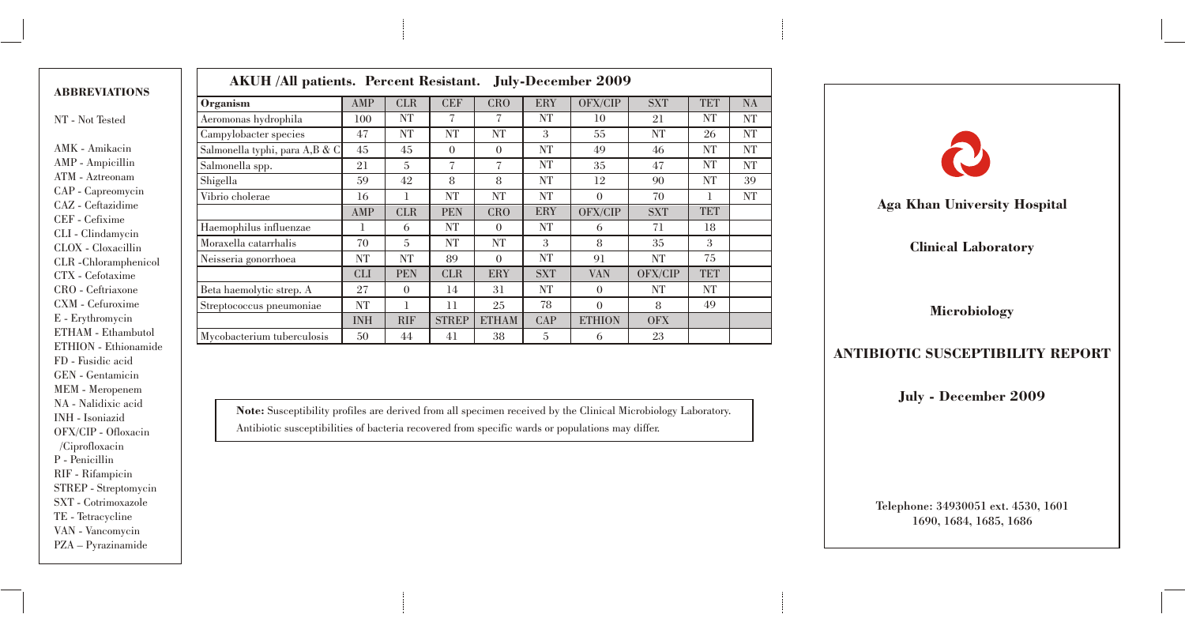## ABBREVIATIONS

NT - Not Tested

AMK - Amikacin
AMP - Ampicillin
ATM - Aztreonam
CAP - Capreomycin
CAZ - Ceftazidime
CEF - Cefixime
CLI - Clindamycin
CLOX - Cloxacillin
CLR -Chloramphenicol
CTX - Cefotaxime
CRO - Ceftriaxone
CXM - Cefuroxime
E - Erythromycin
ETHAM - Ethambutol
ETHION - Ethionamide
FD - Fusidic acid
GEN - Gentamicin
MEM - Meropenem
NA - Nalidixic acid
INH - Isoniazid
OFX/CIP - Ofloxacin /Ciprofloxacin
P - Penicillin
RIF - Rifampicin
STREP - Streptomycin
SXT - Cotrimoxazole
TE - Tetracycline
VAN - Vancomycin
PZA – Pyrazinamide

## AKUH /All patients. Percent Resistant. July-December 2009

| Organism | AMP | CLR | CEF | CRO | ERY | OFX/CIP | SXT | TET | NA |
|---|---|---|---|---|---|---|---|---|---|
| Aeromonas hydrophila | 100 | NT | 7 | 7 | NT | 10 | 21 | NT | NT |
| Campylobacter species | 47 | NT | NT | NT | 3 | 55 | NT | 26 | NT |
| Salmonella typhi, para A,B & C | 45 | 45 | 0 | 0 | NT | 49 | 46 | NT | NT |
| Salmonella spp. | 21 | 5 | 7 | 7 | NT | 35 | 47 | NT | NT |
| Shigella | 59 | 42 | 8 | 8 | NT | 12 | 90 | NT | 39 |
| Vibrio cholerae | 16 | 1 | NT | NT | NT | 0 | 70 | 1 | NT |
| | AMP | CLR | PEN | CRO | ERY | OFX/CIP | SXT | TET | |
| Haemophilus influenzae | 1 | 6 | NT | 0 | NT | 6 | 71 | 18 | |
| Moraxella catarrhalis | 70 | 5 | NT | NT | 3 | 8 | 35 | 3 | |
| Neisseria gonorrhoea | NT | NT | 89 | 0 | NT | 91 | NT | 75 | |
| | CLI | PEN | CLR | ERY | SXT | VAN | OFX/CIP | TET | |
| Beta haemolytic strep. A | 27 | 0 | 14 | 31 | NT | 0 | NT | NT | |
| Streptococcus pneumoniae | NT | 1 | 11 | 25 | 78 | 0 | 8 | 49 | |
| | INH | RIF | STREP | ETHAM | CAP | ETHION | OFX | | |
| Mycobacterium tuberculosis | 50 | 44 | 41 | 38 | 5 | 6 | 23 | | |

**Note:** Susceptibility profiles are derived from all specimen received by the Clinical Microbiology Laboratory. Antibiotic susceptibilities of bacteria recovered from specific wards or populations may differ.

# Aga Khan University Hospital

## Clinical Laboratory

## Microbiology

## ANTIBIOTIC SUSCEPTIBILITY REPORT

**July - December 2009**

**Telephone: 34930051 ext. 4530, 1601 1690, 1684, 1685, 1686**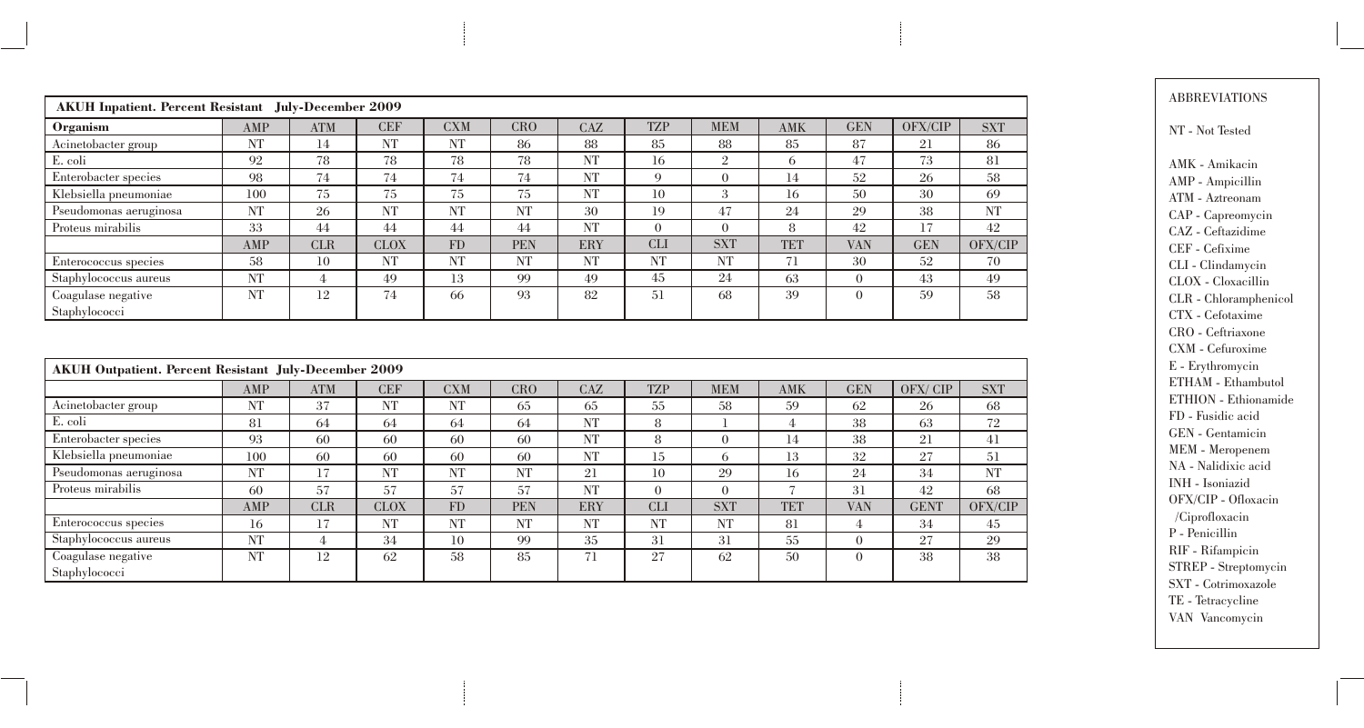| AKUH Inpatient. Percent Resistant July-December 2009 | | | | | | | | | | | | |
|---|---|---|---|---|---|---|---|---|---|---|---|---|
| **Organism** | AMP | ATM | CEF | CXM | CRO | CAZ | TZP | MEM | AMK | GEN | OFX/CIP | SXT |
| Acinetobacter group | NT | 14 | NT | NT | 86 | 88 | 85 | 88 | 85 | 87 | 21 | 86 |
| E. coli | 92 | 78 | 78 | 78 | 78 | NT | 16 | 2 | 6 | 47 | 73 | 81 |
| Enterobacter species | 98 | 74 | 74 | 74 | 74 | NT | 9 | 0 | 14 | 52 | 26 | 58 |
| Klebsiella pneumoniae | 100 | 75 | 75 | 75 | 75 | NT | 10 | 3 | 16 | 50 | 30 | 69 |
| Pseudomonas aeruginosa | NT | 26 | NT | NT | NT | 30 | 19 | 47 | 24 | 29 | 38 | NT |
| Proteus mirabilis | 33 | 44 | 44 | 44 | 44 | NT | 0 | 0 | 8 | 42 | 17 | 42 |
| | AMP | CLR | CLOX | FD | PEN | ERY | CLI | SXT | TET | VAN | GEN | OFX/CIP |
| Enterococcus species | 58 | 10 | NT | NT | NT | NT | NT | NT | 71 | 30 | 52 | 70 |
| Staphylococcus aureus | NT | 4 | 49 | 13 | 99 | 49 | 45 | 24 | 63 | 0 | 43 | 49 |
| Coagulase negative Staphylococci | NT | 12 | 74 | 66 | 93 | 82 | 51 | 68 | 39 | 0 | 59 | 58 |

| AKUH Outpatient. Percent Resistant July-December 2009 | | | | | | | | | | | | |
|---|---|---|---|---|---|---|---|---|---|---|---|---|
| | AMP | ATM | CEF | CXM | CRO | CAZ | TZP | MEM | AMK | GEN | OFX/ CIP | SXT |
| Acinetobacter group | NT | 37 | NT | NT | 65 | 65 | 55 | 58 | 59 | 62 | 26 | 68 |
| E. coli | 81 | 64 | 64 | 64 | 64 | NT | 8 | 1 | 4 | 38 | 63 | 72 |
| Enterobacter species | 93 | 60 | 60 | 60 | 60 | NT | 8 | 0 | 14 | 38 | 21 | 41 |
| Klebsiella pneumoniae | 100 | 60 | 60 | 60 | 60 | NT | 15 | 6 | 13 | 32 | 27 | 51 |
| Pseudomonas aeruginosa | NT | 17 | NT | NT | NT | 21 | 10 | 29 | 16 | 24 | 34 | NT |
| Proteus mirabilis | 60 | 57 | 57 | 57 | 57 | NT | 0 | 0 | 7 | 31 | 42 | 68 |
| | AMP | CLR | CLOX | FD | PEN | ERY | CLI | SXT | TET | VAN | GENT | OFX/CIP |
| Enterococcus species | 16 | 17 | NT | NT | NT | NT | NT | NT | 81 | 4 | 34 | 45 |
| Staphylococcus aureus | NT | 4 | 34 | 10 | 99 | 35 | 31 | 31 | 55 | 0 | 27 | 29 |
| Coagulase negative Staphylococci | NT | 12 | 62 | 58 | 85 | 71 | 27 | 62 | 50 | 0 | 38 | 38 |

ABBREVIATIONS

NT - Not Tested

AMK - Amikacin
AMP - Ampicillin
ATM - Aztreonam
CAP - Capreomycin
CAZ - Ceftazidime
CEF - Cefixime
CLI - Clindamycin
CLOX - Cloxacillin
CLR - Chloramphenicol
CTX - Cefotaxime
CRO - Ceftriaxone
CXM - Cefuroxime
E - Erythromycin
ETHAM - Ethambutol
ETHION - Ethionamide
FD - Fusidic acid
GEN - Gentamicin
MEM - Meropenem
NA - Nalidixic acid
INH - Isoniazid
OFX/CIP - Ofloxacin /Ciprofloxacin
P - Penicillin
RIF - Rifampicin
STREP - Streptomycin
SXT - Cotrimoxazole
TE - Tetracycline
VAN Vancomycin